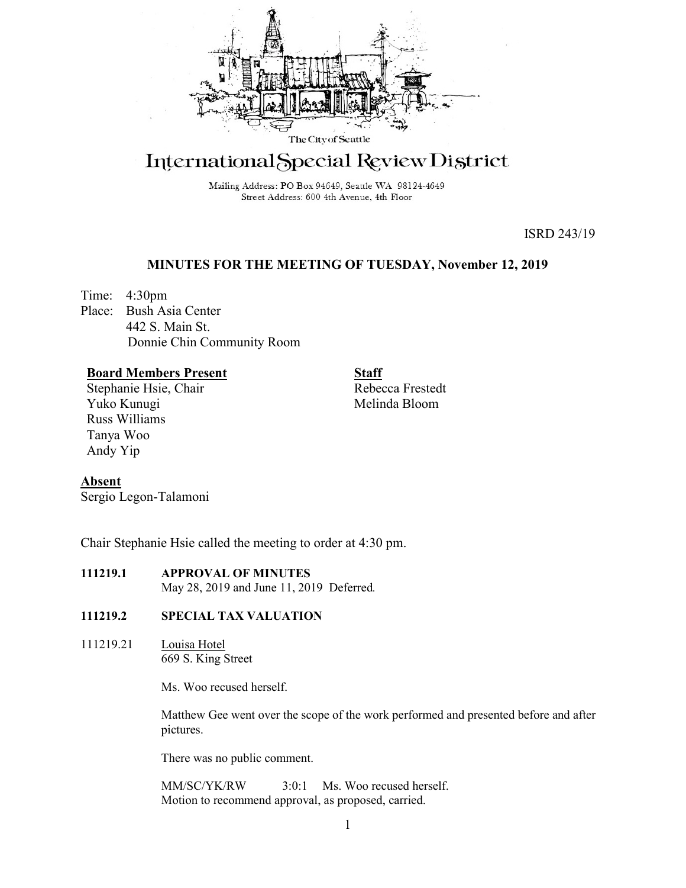The City of Seattle

# International Special Review District

Mailing Address: PO Box 94649, Seattle WA 98124-4649
Street Address: 600 4th Avenue, 4th Floor

ISRD 243/19

## MINUTES FOR THE MEETING OF TUESDAY, November 12, 2019

Time: 4:30pm
Place: Bush Asia Center
442 S. Main St.
Donnie Chin Community Room

**Board Members Present**
Stephanie Hsie, Chair
Yuko Kunugi
Russ Williams
Tanya Woo
Andy Yip

**Staff**
Rebecca Frestedt
Melinda Bloom

**Absent**
Sergio Legon-Talamoni

Chair Stephanie Hsie called the meeting to order at 4:30 pm.

**111219.1 APPROVAL OF MINUTES**
May 28, 2019 and June 11, 2019 Deferred.

**111219.2 SPECIAL TAX VALUATION**

111219.21 Louisa Hotel
669 S. King Street

Ms. Woo recused herself.

Matthew Gee went over the scope of the work performed and presented before and after pictures.

There was no public comment.

MM/SC/YK/RW 3:0:1 Ms. Woo recused herself.
Motion to recommend approval, as proposed, carried.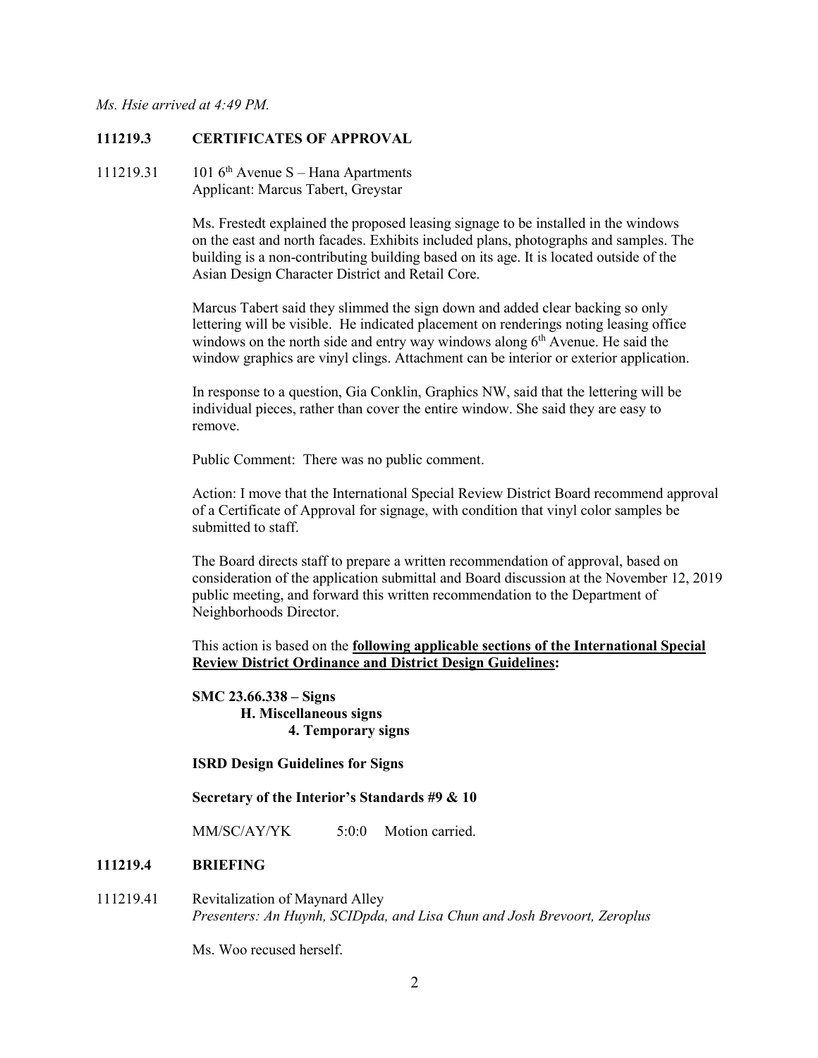*Ms. Hsie arrived at 4:49 PM.*

## 111219.3 CERTIFICATES OF APPROVAL

111219.31 101 6th Avenue S – Hana Apartments
Applicant: Marcus Tabert, Greystar

Ms. Frestedt explained the proposed leasing signage to be installed in the windows on the east and north facades. Exhibits included plans, photographs and samples. The building is a non-contributing building based on its age. It is located outside of the Asian Design Character District and Retail Core.

Marcus Tabert said they slimmed the sign down and added clear backing so only lettering will be visible. He indicated placement on renderings noting leasing office windows on the north side and entry way windows along 6th Avenue. He said the window graphics are vinyl clings. Attachment can be interior or exterior application.

In response to a question, Gia Conklin, Graphics NW, said that the lettering will be individual pieces, rather than cover the entire window. She said they are easy to remove.

Public Comment: There was no public comment.

Action: I move that the International Special Review District Board recommend approval of a Certificate of Approval for signage, with condition that vinyl color samples be submitted to staff.

The Board directs staff to prepare a written recommendation of approval, based on consideration of the application submittal and Board discussion at the November 12, 2019 public meeting, and forward this written recommendation to the Department of Neighborhoods Director.

This action is based on the **following applicable sections of the International Special Review District Ordinance and District Design Guidelines:**

**SMC 23.66.338 – Signs**
**H. Miscellaneous signs**
**4. Temporary signs**

**ISRD Design Guidelines for Signs**

**Secretary of the Interior's Standards #9 & 10**

MM/SC/AY/YK 5:0:0 Motion carried.

## 111219.4 BRIEFING

111219.41 Revitalization of Maynard Alley
*Presenters: An Huynh, SCIDpda, and Lisa Chun and Josh Brevoort, Zeroplus*

Ms. Woo recused herself.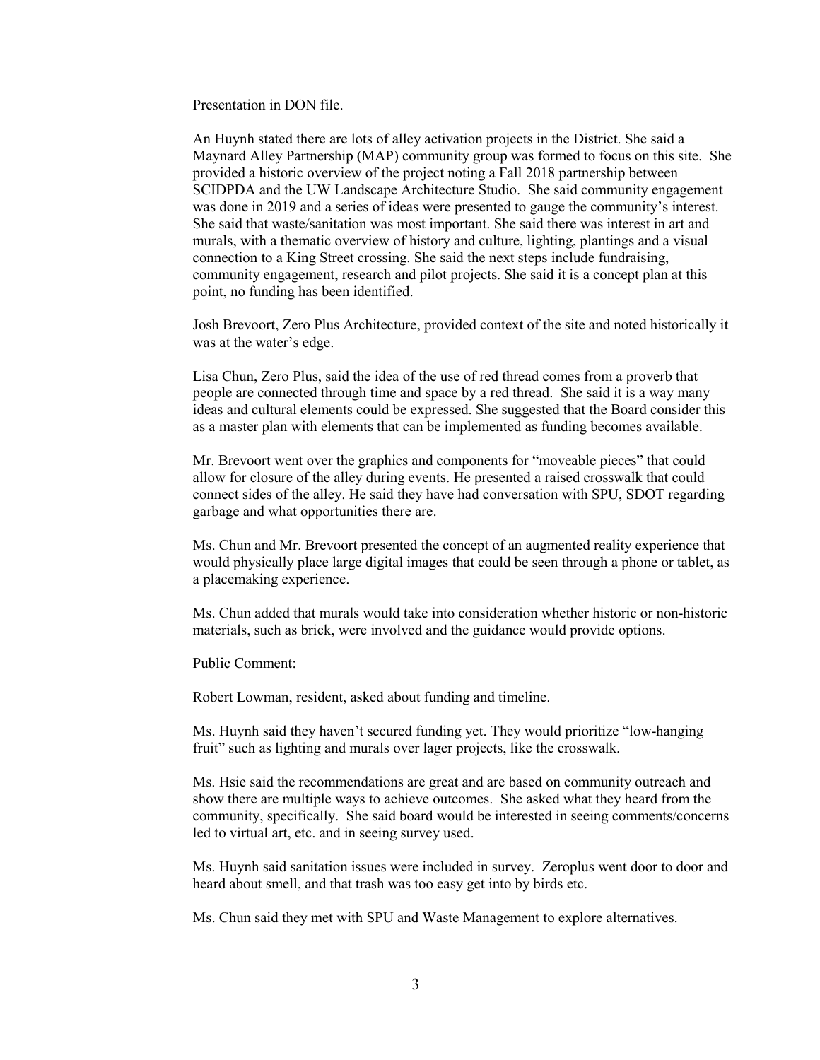Presentation in DON file.

An Huynh stated there are lots of alley activation projects in the District. She said a Maynard Alley Partnership (MAP) community group was formed to focus on this site. She provided a historic overview of the project noting a Fall 2018 partnership between SCIDPDA and the UW Landscape Architecture Studio. She said community engagement was done in 2019 and a series of ideas were presented to gauge the community's interest. She said that waste/sanitation was most important. She said there was interest in art and murals, with a thematic overview of history and culture, lighting, plantings and a visual connection to a King Street crossing. She said the next steps include fundraising, community engagement, research and pilot projects. She said it is a concept plan at this point, no funding has been identified.

Josh Brevoort, Zero Plus Architecture, provided context of the site and noted historically it was at the water's edge.

Lisa Chun, Zero Plus, said the idea of the use of red thread comes from a proverb that people are connected through time and space by a red thread. She said it is a way many ideas and cultural elements could be expressed. She suggested that the Board consider this as a master plan with elements that can be implemented as funding becomes available.

Mr. Brevoort went over the graphics and components for "moveable pieces" that could allow for closure of the alley during events. He presented a raised crosswalk that could connect sides of the alley. He said they have had conversation with SPU, SDOT regarding garbage and what opportunities there are.

Ms. Chun and Mr. Brevoort presented the concept of an augmented reality experience that would physically place large digital images that could be seen through a phone or tablet, as a placemaking experience.

Ms. Chun added that murals would take into consideration whether historic or non-historic materials, such as brick, were involved and the guidance would provide options.

Public Comment:

Robert Lowman, resident, asked about funding and timeline.

Ms. Huynh said they haven't secured funding yet. They would prioritize "low-hanging fruit" such as lighting and murals over lager projects, like the crosswalk.

Ms. Hsie said the recommendations are great and are based on community outreach and show there are multiple ways to achieve outcomes. She asked what they heard from the community, specifically. She said board would be interested in seeing comments/concerns led to virtual art, etc. and in seeing survey used.

Ms. Huynh said sanitation issues were included in survey. Zeroplus went door to door and heard about smell, and that trash was too easy get into by birds etc.

Ms. Chun said they met with SPU and Waste Management to explore alternatives.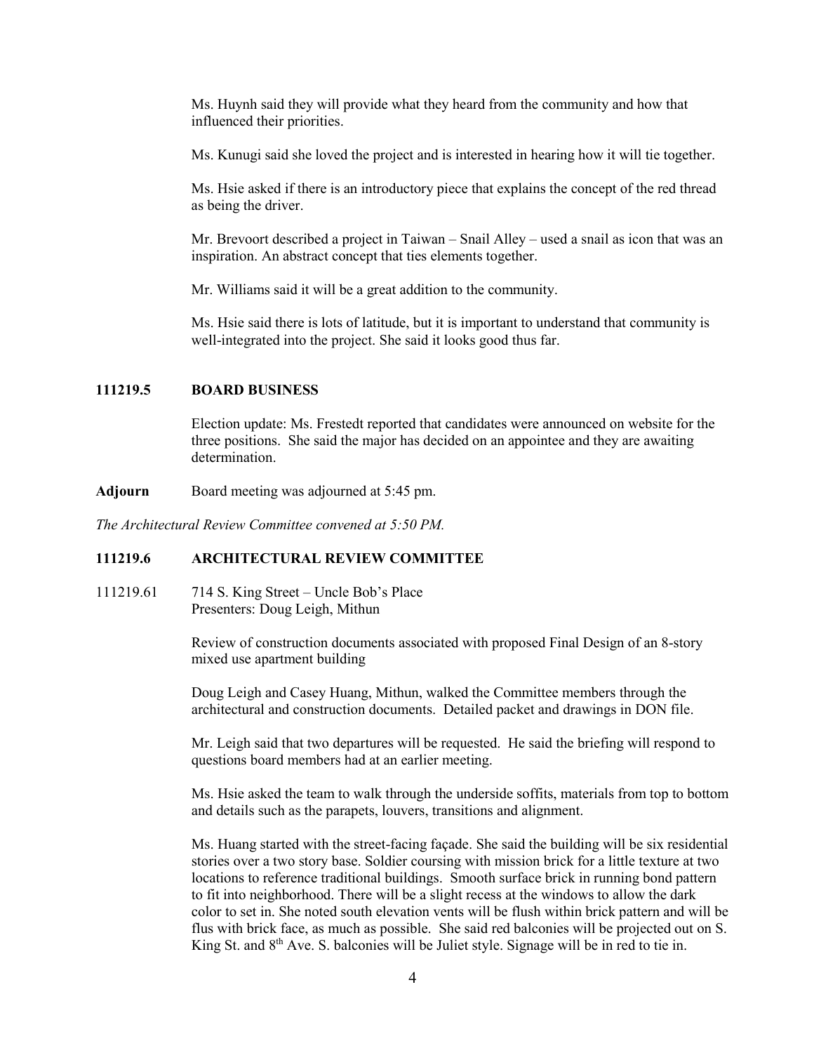Ms. Huynh said they will provide what they heard from the community and how that influenced their priorities.

Ms. Kunugi said she loved the project and is interested in hearing how it will tie together.

Ms. Hsie asked if there is an introductory piece that explains the concept of the red thread as being the driver.

Mr. Brevoort described a project in Taiwan – Snail Alley – used a snail as icon that was an inspiration. An abstract concept that ties elements together.

Mr. Williams said it will be a great addition to the community.

Ms. Hsie said there is lots of latitude, but it is important to understand that community is well-integrated into the project. She said it looks good thus far.

**111219.5 BOARD BUSINESS**

Election update: Ms. Frestedt reported that candidates were announced on website for the three positions. She said the major has decided on an appointee and they are awaiting determination.

**Adjourn** Board meeting was adjourned at 5:45 pm.

*The Architectural Review Committee convened at 5:50 PM.*

**111219.6 ARCHITECTURAL REVIEW COMMITTEE**

111219.61 714 S. King Street – Uncle Bob's Place
Presenters: Doug Leigh, Mithun

Review of construction documents associated with proposed Final Design of an 8-story mixed use apartment building

Doug Leigh and Casey Huang, Mithun, walked the Committee members through the architectural and construction documents. Detailed packet and drawings in DON file.

Mr. Leigh said that two departures will be requested. He said the briefing will respond to questions board members had at an earlier meeting.

Ms. Hsie asked the team to walk through the underside soffits, materials from top to bottom and details such as the parapets, louvers, transitions and alignment.

Ms. Huang started with the street-facing façade. She said the building will be six residential stories over a two story base. Soldier coursing with mission brick for a little texture at two locations to reference traditional buildings. Smooth surface brick in running bond pattern to fit into neighborhood. There will be a slight recess at the windows to allow the dark color to set in. She noted south elevation vents will be flush within brick pattern and will be flus with brick face, as much as possible. She said red balconies will be projected out on S. King St. and 8th Ave. S. balconies will be Juliet style. Signage will be in red to tie in.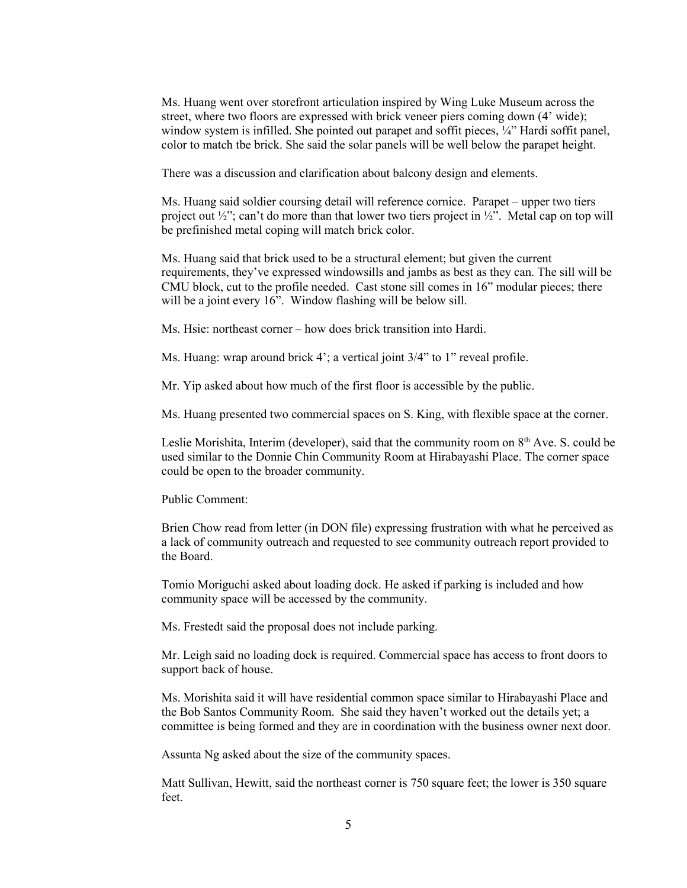Ms. Huang went over storefront articulation inspired by Wing Luke Museum across the street, where two floors are expressed with brick veneer piers coming down (4' wide); window system is infilled. She pointed out parapet and soffit pieces, ¼" Hardi soffit panel, color to match tbe brick. She said the solar panels will be well below the parapet height.

There was a discussion and clarification about balcony design and elements.

Ms. Huang said soldier coursing detail will reference cornice. Parapet – upper two tiers project out ½"; can't do more than that lower two tiers project in ½". Metal cap on top will be prefinished metal coping will match brick color.

Ms. Huang said that brick used to be a structural element; but given the current requirements, they've expressed windowsills and jambs as best as they can. The sill will be CMU block, cut to the profile needed. Cast stone sill comes in 16" modular pieces; there will be a joint every 16". Window flashing will be below sill.

Ms. Hsie: northeast corner – how does brick transition into Hardi.

Ms. Huang: wrap around brick 4'; a vertical joint 3/4" to 1" reveal profile.

Mr. Yip asked about how much of the first floor is accessible by the public.

Ms. Huang presented two commercial spaces on S. King, with flexible space at the corner.

Leslie Morishita, Interim (developer), said that the community room on 8th Ave. S. could be used similar to the Donnie Chin Community Room at Hirabayashi Place. The corner space could be open to the broader community.

Public Comment:

Brien Chow read from letter (in DON file) expressing frustration with what he perceived as a lack of community outreach and requested to see community outreach report provided to the Board.

Tomio Moriguchi asked about loading dock. He asked if parking is included and how community space will be accessed by the community.

Ms. Frestedt said the proposal does not include parking.

Mr. Leigh said no loading dock is required. Commercial space has access to front doors to support back of house.

Ms. Morishita said it will have residential common space similar to Hirabayashi Place and the Bob Santos Community Room. She said they haven't worked out the details yet; a committee is being formed and they are in coordination with the business owner next door.

Assunta Ng asked about the size of the community spaces.

Matt Sullivan, Hewitt, said the northeast corner is 750 square feet; the lower is 350 square feet.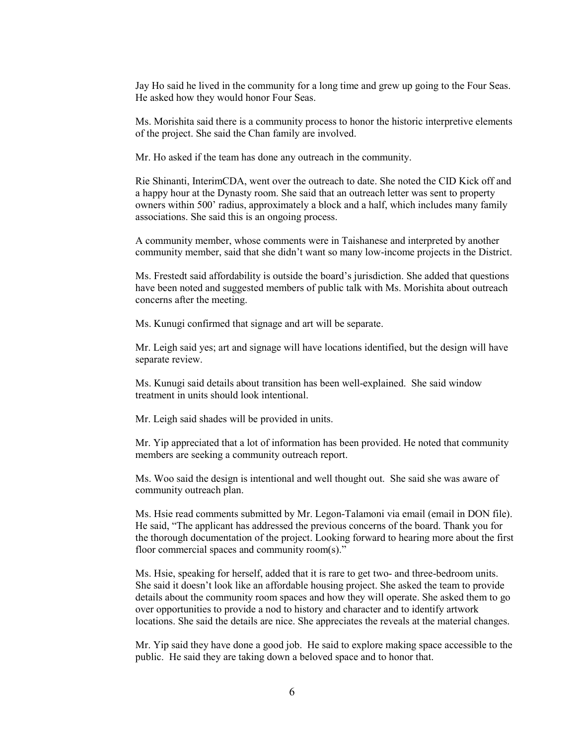Jay Ho said he lived in the community for a long time and grew up going to the Four Seas. He asked how they would honor Four Seas.

Ms. Morishita said there is a community process to honor the historic interpretive elements of the project. She said the Chan family are involved.

Mr. Ho asked if the team has done any outreach in the community.

Rie Shinanti, InterimCDA, went over the outreach to date. She noted the CID Kick off and a happy hour at the Dynasty room. She said that an outreach letter was sent to property owners within 500' radius, approximately a block and a half, which includes many family associations. She said this is an ongoing process.

A community member, whose comments were in Taishanese and interpreted by another community member, said that she didn't want so many low-income projects in the District.

Ms. Frestedt said affordability is outside the board's jurisdiction. She added that questions have been noted and suggested members of public talk with Ms. Morishita about outreach concerns after the meeting.

Ms. Kunugi confirmed that signage and art will be separate.

Mr. Leigh said yes; art and signage will have locations identified, but the design will have separate review.

Ms. Kunugi said details about transition has been well-explained. She said window treatment in units should look intentional.

Mr. Leigh said shades will be provided in units.

Mr. Yip appreciated that a lot of information has been provided. He noted that community members are seeking a community outreach report.

Ms. Woo said the design is intentional and well thought out. She said she was aware of community outreach plan.

Ms. Hsie read comments submitted by Mr. Legon-Talamoni via email (email in DON file). He said, "The applicant has addressed the previous concerns of the board. Thank you for the thorough documentation of the project. Looking forward to hearing more about the first floor commercial spaces and community room(s)."

Ms. Hsie, speaking for herself, added that it is rare to get two- and three-bedroom units. She said it doesn't look like an affordable housing project. She asked the team to provide details about the community room spaces and how they will operate. She asked them to go over opportunities to provide a nod to history and character and to identify artwork locations. She said the details are nice. She appreciates the reveals at the material changes.

Mr. Yip said they have done a good job. He said to explore making space accessible to the public. He said they are taking down a beloved space and to honor that.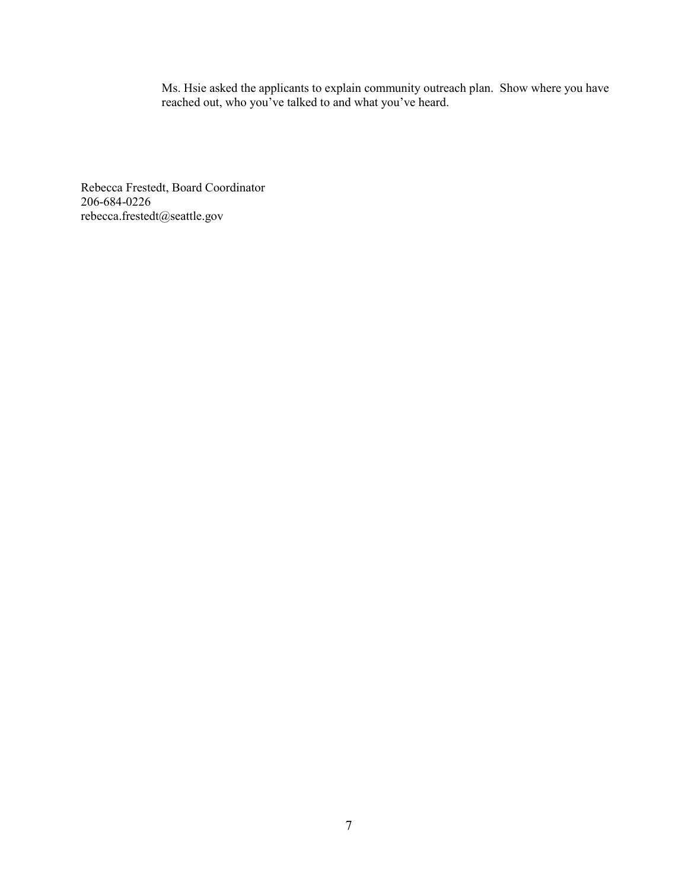Ms. Hsie asked the applicants to explain community outreach plan. Show where you have reached out, who you've talked to and what you've heard.

Rebecca Frestedt, Board Coordinator
206-684-0226
rebecca.frestedt@seattle.gov